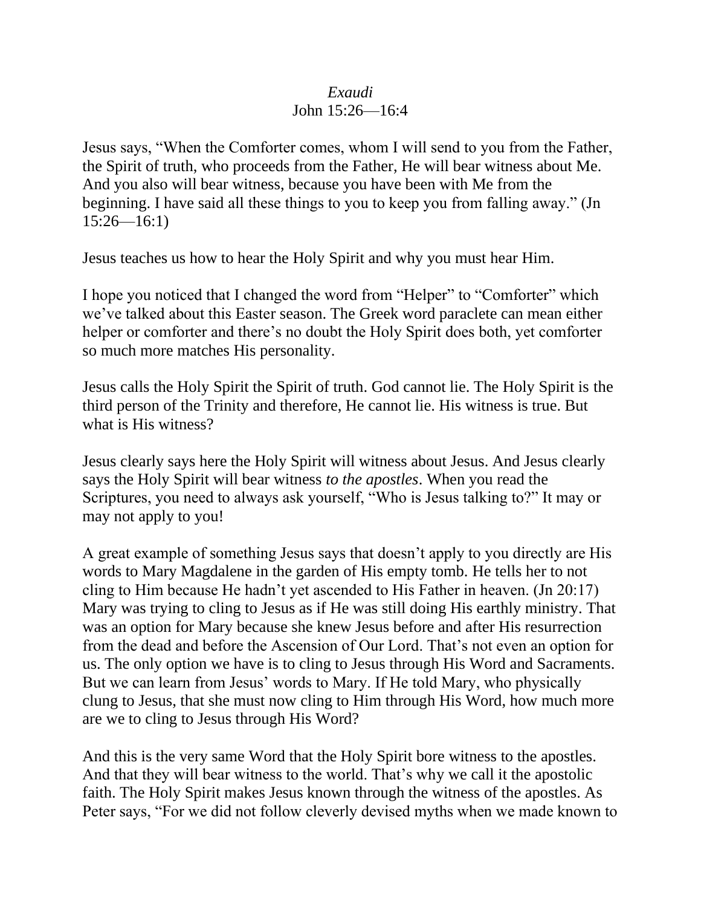*Exaudi*

John 15:26—16:4

Jesus says, "When the Comforter comes, whom I will send to you from the Father, the Spirit of truth, who proceeds from the Father, He will bear witness about Me. And you also will bear witness, because you have been with Me from the beginning. I have said all these things to you to keep you from falling away." (Jn 15:26—16:1)

Jesus teaches us how to hear the Holy Spirit and why you must hear Him.

I hope you noticed that I changed the word from "Helper" to "Comforter" which we've talked about this Easter season. The Greek word paraclete can mean either helper or comforter and there's no doubt the Holy Spirit does both, yet comforter so much more matches His personality.

Jesus calls the Holy Spirit the Spirit of truth. God cannot lie. The Holy Spirit is the third person of the Trinity and therefore, He cannot lie. His witness is true. But what is His witness?

Jesus clearly says here the Holy Spirit will witness about Jesus. And Jesus clearly says the Holy Spirit will bear witness *to the apostles*. When you read the Scriptures, you need to always ask yourself, "Who is Jesus talking to?" It may or may not apply to you!

A great example of something Jesus says that doesn't apply to you directly are His words to Mary Magdalene in the garden of His empty tomb. He tells her to not cling to Him because He hadn't yet ascended to His Father in heaven. (Jn 20:17) Mary was trying to cling to Jesus as if He was still doing His earthly ministry. That was an option for Mary because she knew Jesus before and after His resurrection from the dead and before the Ascension of Our Lord. That's not even an option for us. The only option we have is to cling to Jesus through His Word and Sacraments. But we can learn from Jesus' words to Mary. If He told Mary, who physically clung to Jesus, that she must now cling to Him through His Word, how much more are we to cling to Jesus through His Word?

And this is the very same Word that the Holy Spirit bore witness to the apostles. And that they will bear witness to the world. That's why we call it the apostolic faith. The Holy Spirit makes Jesus known through the witness of the apostles. As Peter says, "For we did not follow cleverly devised myths when we made known to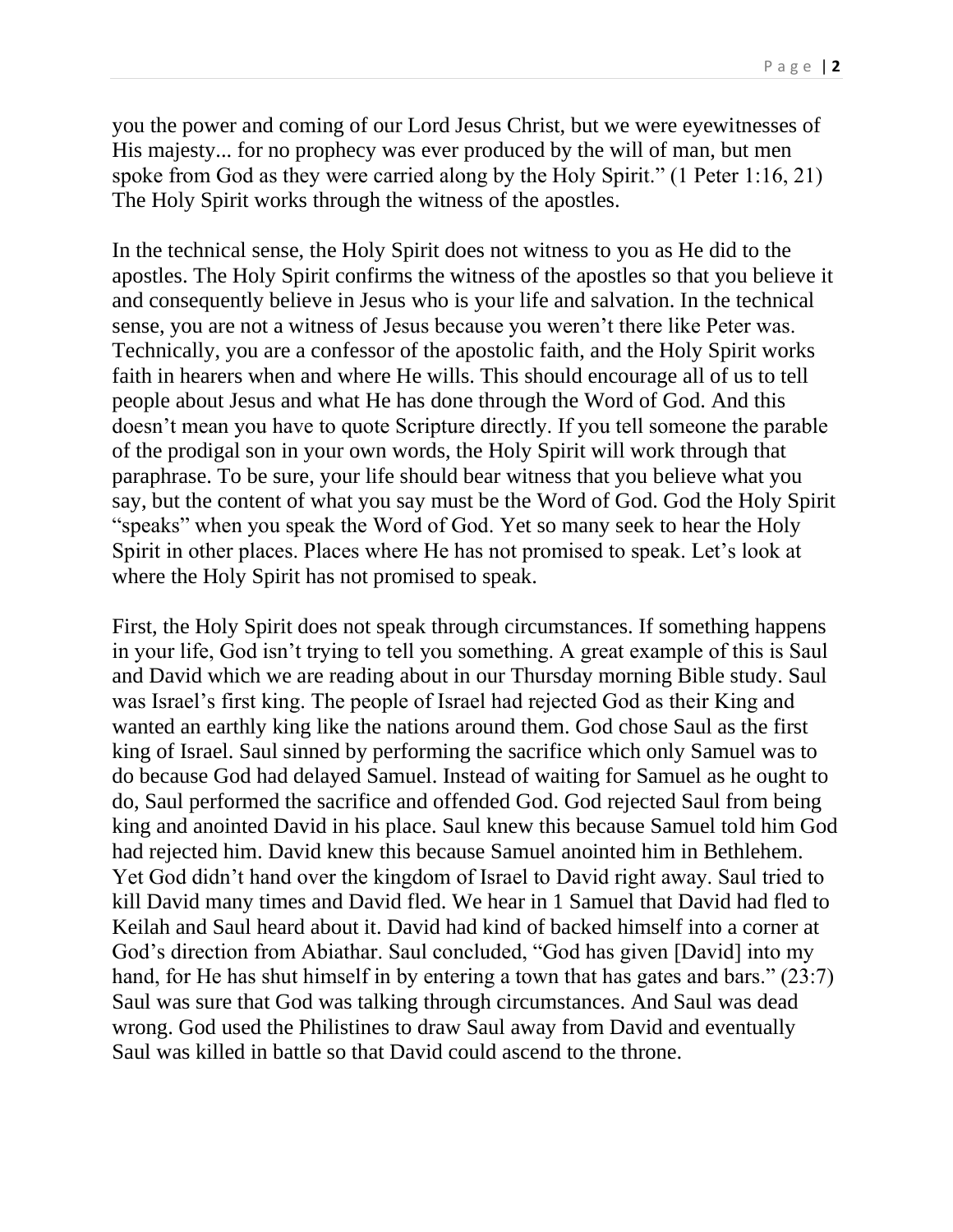you the power and coming of our Lord Jesus Christ, but we were eyewitnesses of His majesty... for no prophecy was ever produced by the will of man, but men spoke from God as they were carried along by the Holy Spirit." (1 Peter 1:16, 21) The Holy Spirit works through the witness of the apostles.

In the technical sense, the Holy Spirit does not witness to you as He did to the apostles. The Holy Spirit confirms the witness of the apostles so that you believe it and consequently believe in Jesus who is your life and salvation. In the technical sense, you are not a witness of Jesus because you weren't there like Peter was. Technically, you are a confessor of the apostolic faith, and the Holy Spirit works faith in hearers when and where He wills. This should encourage all of us to tell people about Jesus and what He has done through the Word of God. And this doesn't mean you have to quote Scripture directly. If you tell someone the parable of the prodigal son in your own words, the Holy Spirit will work through that paraphrase. To be sure, your life should bear witness that you believe what you say, but the content of what you say must be the Word of God. God the Holy Spirit "speaks" when you speak the Word of God. Yet so many seek to hear the Holy Spirit in other places. Places where He has not promised to speak. Let's look at where the Holy Spirit has not promised to speak.

First, the Holy Spirit does not speak through circumstances. If something happens in your life, God isn't trying to tell you something. A great example of this is Saul and David which we are reading about in our Thursday morning Bible study. Saul was Israel's first king. The people of Israel had rejected God as their King and wanted an earthly king like the nations around them. God chose Saul as the first king of Israel. Saul sinned by performing the sacrifice which only Samuel was to do because God had delayed Samuel. Instead of waiting for Samuel as he ought to do, Saul performed the sacrifice and offended God. God rejected Saul from being king and anointed David in his place. Saul knew this because Samuel told him God had rejected him. David knew this because Samuel anointed him in Bethlehem. Yet God didn't hand over the kingdom of Israel to David right away. Saul tried to kill David many times and David fled. We hear in 1 Samuel that David had fled to Keilah and Saul heard about it. David had kind of backed himself into a corner at God's direction from Abiathar. Saul concluded, "God has given [David] into my hand, for He has shut himself in by entering a town that has gates and bars." (23:7) Saul was sure that God was talking through circumstances. And Saul was dead wrong. God used the Philistines to draw Saul away from David and eventually Saul was killed in battle so that David could ascend to the throne.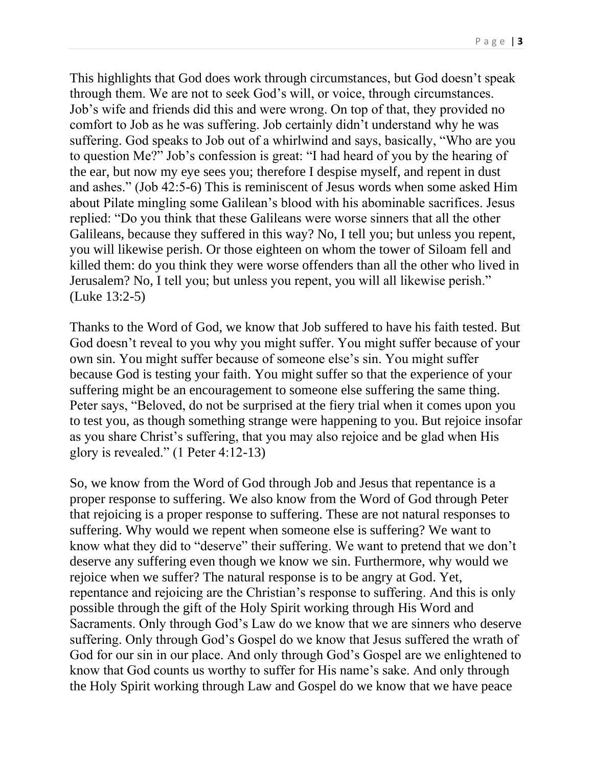This highlights that God does work through circumstances, but God doesn't speak through them. We are not to seek God's will, or voice, through circumstances. Job's wife and friends did this and were wrong. On top of that, they provided no comfort to Job as he was suffering. Job certainly didn't understand why he was suffering. God speaks to Job out of a whirlwind and says, basically, "Who are you to question Me?" Job's confession is great: "I had heard of you by the hearing of the ear, but now my eye sees you; therefore I despise myself, and repent in dust and ashes." (Job 42:5-6) This is reminiscent of Jesus words when some asked Him about Pilate mingling some Galilean's blood with his abominable sacrifices. Jesus replied: "Do you think that these Galileans were worse sinners that all the other Galileans, because they suffered in this way? No, I tell you; but unless you repent, you will likewise perish. Or those eighteen on whom the tower of Siloam fell and killed them: do you think they were worse offenders than all the other who lived in Jerusalem? No, I tell you; but unless you repent, you will all likewise perish." (Luke 13:2-5)

Thanks to the Word of God, we know that Job suffered to have his faith tested. But God doesn't reveal to you why you might suffer. You might suffer because of your own sin. You might suffer because of someone else's sin. You might suffer because God is testing your faith. You might suffer so that the experience of your suffering might be an encouragement to someone else suffering the same thing. Peter says, "Beloved, do not be surprised at the fiery trial when it comes upon you to test you, as though something strange were happening to you. But rejoice insofar as you share Christ's suffering, that you may also rejoice and be glad when His glory is revealed." (1 Peter 4:12-13)

So, we know from the Word of God through Job and Jesus that repentance is a proper response to suffering. We also know from the Word of God through Peter that rejoicing is a proper response to suffering. These are not natural responses to suffering. Why would we repent when someone else is suffering? We want to know what they did to "deserve" their suffering. We want to pretend that we don't deserve any suffering even though we know we sin. Furthermore, why would we rejoice when we suffer? The natural response is to be angry at God. Yet, repentance and rejoicing are the Christian's response to suffering. And this is only possible through the gift of the Holy Spirit working through His Word and Sacraments. Only through God's Law do we know that we are sinners who deserve suffering. Only through God's Gospel do we know that Jesus suffered the wrath of God for our sin in our place. And only through God's Gospel are we enlightened to know that God counts us worthy to suffer for His name's sake. And only through the Holy Spirit working through Law and Gospel do we know that we have peace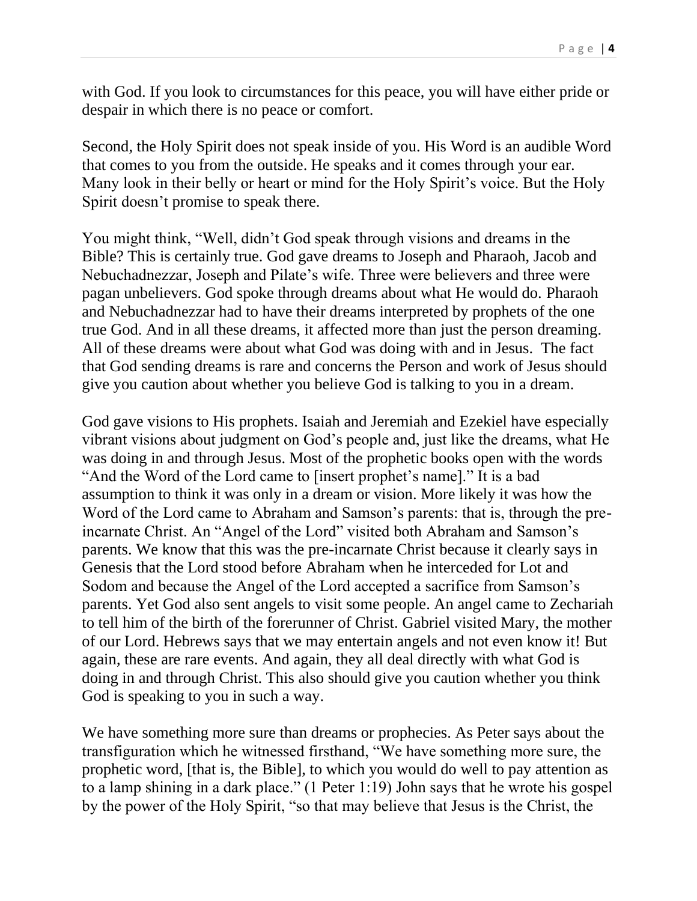with God. If you look to circumstances for this peace, you will have either pride or despair in which there is no peace or comfort.

Second, the Holy Spirit does not speak inside of you. His Word is an audible Word that comes to you from the outside. He speaks and it comes through your ear. Many look in their belly or heart or mind for the Holy Spirit's voice. But the Holy Spirit doesn't promise to speak there.

You might think, "Well, didn't God speak through visions and dreams in the Bible? This is certainly true. God gave dreams to Joseph and Pharaoh, Jacob and Nebuchadnezzar, Joseph and Pilate's wife. Three were believers and three were pagan unbelievers. God spoke through dreams about what He would do. Pharaoh and Nebuchadnezzar had to have their dreams interpreted by prophets of the one true God. And in all these dreams, it affected more than just the person dreaming. All of these dreams were about what God was doing with and in Jesus. The fact that God sending dreams is rare and concerns the Person and work of Jesus should give you caution about whether you believe God is talking to you in a dream.

God gave visions to His prophets. Isaiah and Jeremiah and Ezekiel have especially vibrant visions about judgment on God's people and, just like the dreams, what He was doing in and through Jesus. Most of the prophetic books open with the words "And the Word of the Lord came to [insert prophet's name]." It is a bad assumption to think it was only in a dream or vision. More likely it was how the Word of the Lord came to Abraham and Samson's parents: that is, through the pre-incarnate Christ. An "Angel of the Lord" visited both Abraham and Samson's parents. We know that this was the pre-incarnate Christ because it clearly says in Genesis that the Lord stood before Abraham when he interceded for Lot and Sodom and because the Angel of the Lord accepted a sacrifice from Samson's parents. Yet God also sent angels to visit some people. An angel came to Zechariah to tell him of the birth of the forerunner of Christ. Gabriel visited Mary, the mother of our Lord. Hebrews says that we may entertain angels and not even know it! But again, these are rare events. And again, they all deal directly with what God is doing in and through Christ. This also should give you caution whether you think God is speaking to you in such a way.

We have something more sure than dreams or prophecies. As Peter says about the transfiguration which he witnessed firsthand, "We have something more sure, the prophetic word, [that is, the Bible], to which you would do well to pay attention as to a lamp shining in a dark place." (1 Peter 1:19) John says that he wrote his gospel by the power of the Holy Spirit, "so that may believe that Jesus is the Christ, the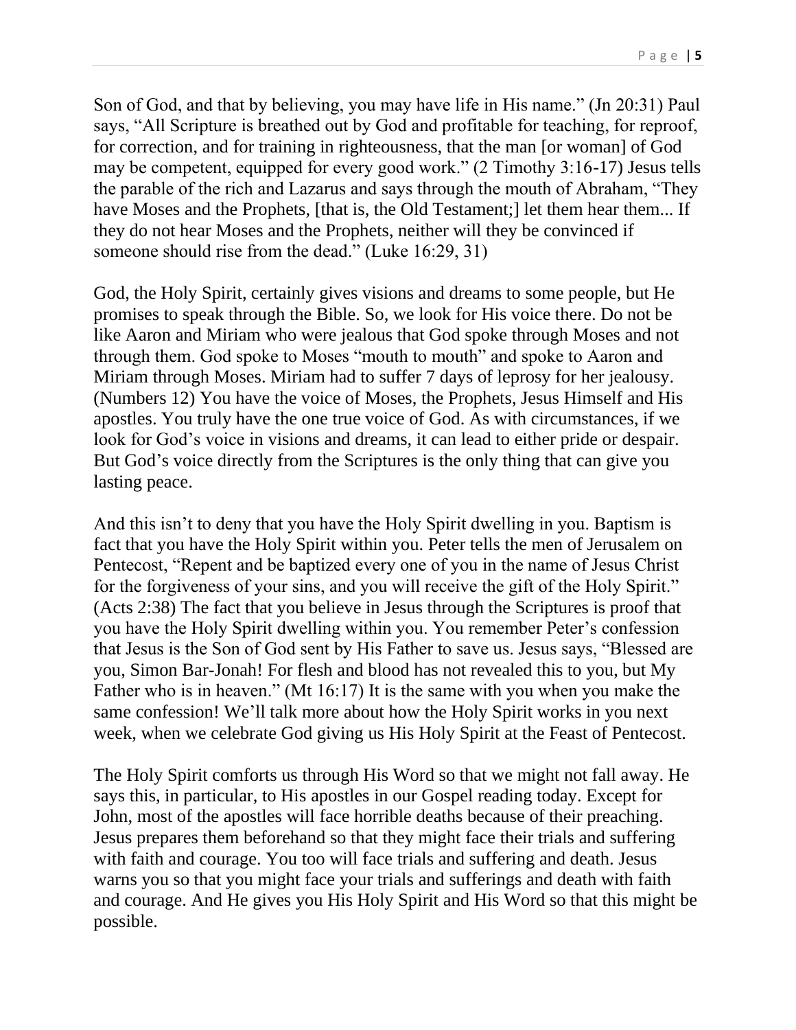Son of God, and that by believing, you may have life in His name." (Jn 20:31) Paul says, "All Scripture is breathed out by God and profitable for teaching, for reproof, for correction, and for training in righteousness, that the man [or woman] of God may be competent, equipped for every good work." (2 Timothy 3:16-17) Jesus tells the parable of the rich and Lazarus and says through the mouth of Abraham, "They have Moses and the Prophets, [that is, the Old Testament;] let them hear them... If they do not hear Moses and the Prophets, neither will they be convinced if someone should rise from the dead." (Luke 16:29, 31)

God, the Holy Spirit, certainly gives visions and dreams to some people, but He promises to speak through the Bible. So, we look for His voice there. Do not be like Aaron and Miriam who were jealous that God spoke through Moses and not through them. God spoke to Moses "mouth to mouth" and spoke to Aaron and Miriam through Moses. Miriam had to suffer 7 days of leprosy for her jealousy. (Numbers 12) You have the voice of Moses, the Prophets, Jesus Himself and His apostles. You truly have the one true voice of God. As with circumstances, if we look for God's voice in visions and dreams, it can lead to either pride or despair. But God's voice directly from the Scriptures is the only thing that can give you lasting peace.

And this isn't to deny that you have the Holy Spirit dwelling in you. Baptism is fact that you have the Holy Spirit within you. Peter tells the men of Jerusalem on Pentecost, "Repent and be baptized every one of you in the name of Jesus Christ for the forgiveness of your sins, and you will receive the gift of the Holy Spirit." (Acts 2:38) The fact that you believe in Jesus through the Scriptures is proof that you have the Holy Spirit dwelling within you. You remember Peter's confession that Jesus is the Son of God sent by His Father to save us. Jesus says, "Blessed are you, Simon Bar-Jonah! For flesh and blood has not revealed this to you, but My Father who is in heaven." (Mt 16:17) It is the same with you when you make the same confession! We'll talk more about how the Holy Spirit works in you next week, when we celebrate God giving us His Holy Spirit at the Feast of Pentecost.

The Holy Spirit comforts us through His Word so that we might not fall away. He says this, in particular, to His apostles in our Gospel reading today. Except for John, most of the apostles will face horrible deaths because of their preaching. Jesus prepares them beforehand so that they might face their trials and suffering with faith and courage. You too will face trials and suffering and death. Jesus warns you so that you might face your trials and sufferings and death with faith and courage. And He gives you His Holy Spirit and His Word so that this might be possible.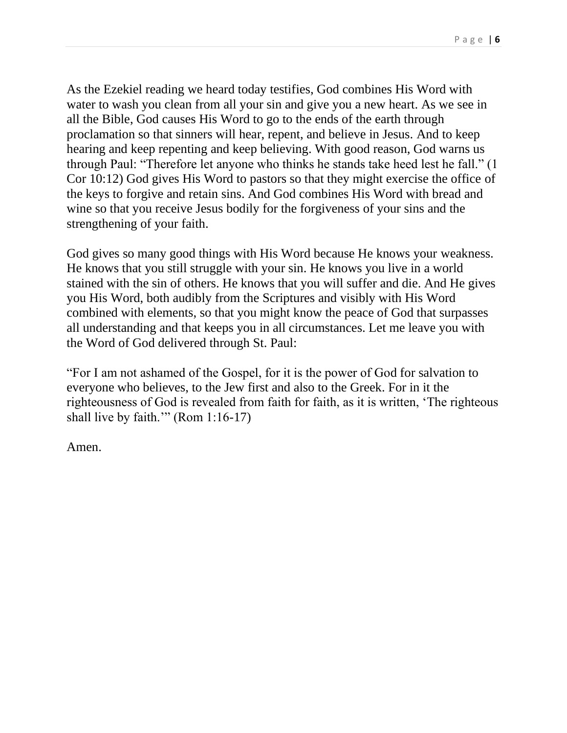As the Ezekiel reading we heard today testifies, God combines His Word with water to wash you clean from all your sin and give you a new heart. As we see in all the Bible, God causes His Word to go to the ends of the earth through proclamation so that sinners will hear, repent, and believe in Jesus. And to keep hearing and keep repenting and keep believing. With good reason, God warns us through Paul: “Therefore let anyone who thinks he stands take heed lest he fall.” (1 Cor 10:12) God gives His Word to pastors so that they might exercise the office of the keys to forgive and retain sins. And God combines His Word with bread and wine so that you receive Jesus bodily for the forgiveness of your sins and the strengthening of your faith.

God gives so many good things with His Word because He knows your weakness. He knows that you still struggle with your sin. He knows you live in a world stained with the sin of others. He knows that you will suffer and die. And He gives you His Word, both audibly from the Scriptures and visibly with His Word combined with elements, so that you might know the peace of God that surpasses all understanding and that keeps you in all circumstances. Let me leave you with the Word of God delivered through St. Paul:

“For I am not ashamed of the Gospel, for it is the power of God for salvation to everyone who believes, to the Jew first and also to the Greek. For in it the righteousness of God is revealed from faith for faith, as it is written, ‘The righteous shall live by faith.’” (Rom 1:16-17)

Amen.